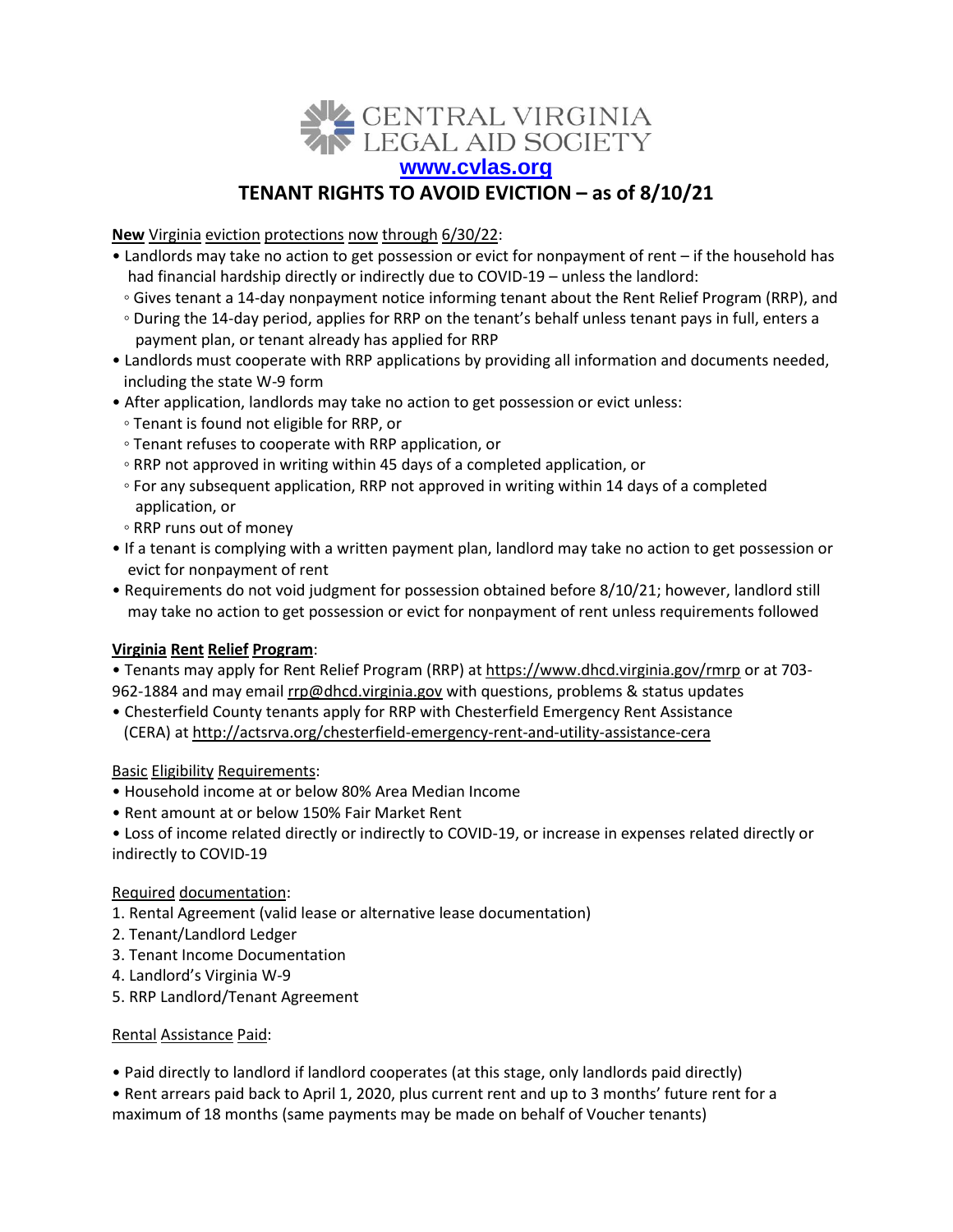CENTRAL VIRGINIA LEGAL AID SOCIETY

www.cvlas.org

# TENANT RIGHTS TO AVOID EVICTION – as of 8/10/21

**New** Virginia eviction protections now through 6/30/22:

- Landlords may take no action to get possession or evict for nonpayment of rent – if the household has had financial hardship directly or indirectly due to COVID-19 – unless the landlord:
  - Gives tenant a 14-day nonpayment notice informing tenant about the Rent Relief Program (RRP), and
  - During the 14-day period, applies for RRP on the tenant's behalf unless tenant pays in full, enters a payment plan, or tenant already has applied for RRP
- Landlords must cooperate with RRP applications by providing all information and documents needed, including the state W-9 form
- After application, landlords may take no action to get possession or evict unless:
  - Tenant is found not eligible for RRP, or
  - Tenant refuses to cooperate with RRP application, or
  - RRP not approved in writing within 45 days of a completed application, or
  - For any subsequent application, RRP not approved in writing within 14 days of a completed application, or
  - RRP runs out of money
- If a tenant is complying with a written payment plan, landlord may take no action to get possession or evict for nonpayment of rent
- Requirements do not void judgment for possession obtained before 8/10/21; however, landlord still may take no action to get possession or evict for nonpayment of rent unless requirements followed

**Virginia Rent Relief Program**:

- Tenants may apply for Rent Relief Program (RRP) at https://www.dhcd.virginia.gov/rmrp or at 703-962-1884 and may email rrp@dhcd.virginia.gov with questions, problems & status updates
- Chesterfield County tenants apply for RRP with Chesterfield Emergency Rent Assistance (CERA) at http://actsrva.org/chesterfield-emergency-rent-and-utility-assistance-cera

Basic Eligibility Requirements:

- Household income at or below 80% Area Median Income
- Rent amount at or below 150% Fair Market Rent
- Loss of income related directly or indirectly to COVID-19, or increase in expenses related directly or indirectly to COVID-19

Required documentation:

1. Rental Agreement (valid lease or alternative lease documentation)
2. Tenant/Landlord Ledger
3. Tenant Income Documentation
4. Landlord's Virginia W-9
5. RRP Landlord/Tenant Agreement

Rental Assistance Paid:

- Paid directly to landlord if landlord cooperates (at this stage, only landlords paid directly)
- Rent arrears paid back to April 1, 2020, plus current rent and up to 3 months' future rent for a maximum of 18 months (same payments may be made on behalf of Voucher tenants)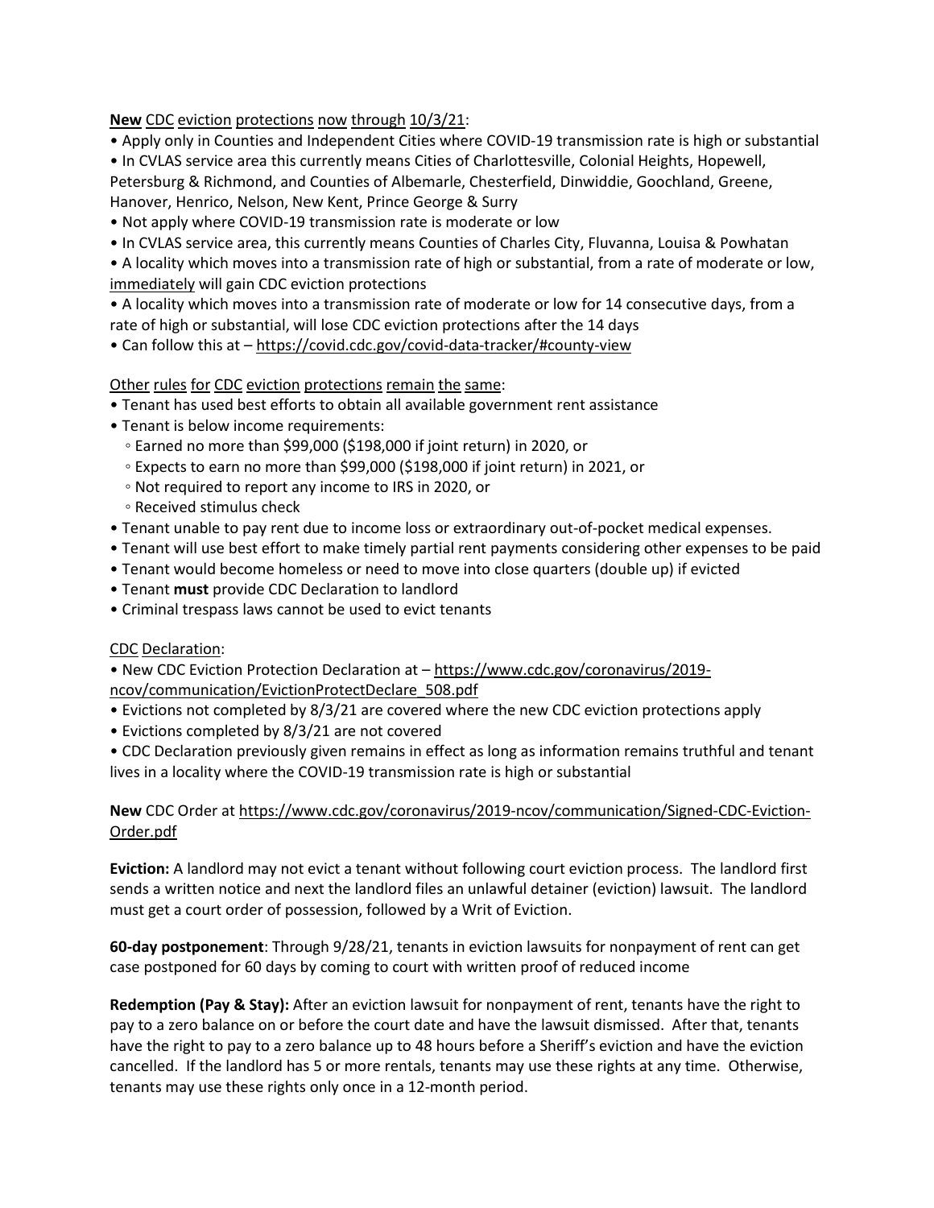**New** CDC eviction protections now through 10/3/21:

- Apply only in Counties and Independent Cities where COVID-19 transmission rate is high or substantial
- In CVLAS service area this currently means Cities of Charlottesville, Colonial Heights, Hopewell, Petersburg & Richmond, and Counties of Albemarle, Chesterfield, Dinwiddie, Goochland, Greene, Hanover, Henrico, Nelson, New Kent, Prince George & Surry
- Not apply where COVID-19 transmission rate is moderate or low
- In CVLAS service area, this currently means Counties of Charles City, Fluvanna, Louisa & Powhatan
- A locality which moves into a transmission rate of high or substantial, from a rate of moderate or low, immediately will gain CDC eviction protections
- A locality which moves into a transmission rate of moderate or low for 14 consecutive days, from a rate of high or substantial, will lose CDC eviction protections after the 14 days
- Can follow this at – https://covid.cdc.gov/covid-data-tracker/#county-view

Other rules for CDC eviction protections remain the same:

- Tenant has used best efforts to obtain all available government rent assistance
- Tenant is below income requirements:
  - Earned no more than $99,000 ($198,000 if joint return) in 2020, or
  - Expects to earn no more than $99,000 ($198,000 if joint return) in 2021, or
  - Not required to report any income to IRS in 2020, or
  - Received stimulus check
- Tenant unable to pay rent due to income loss or extraordinary out-of-pocket medical expenses.
- Tenant will use best effort to make timely partial rent payments considering other expenses to be paid
- Tenant would become homeless or need to move into close quarters (double up) if evicted
- Tenant **must** provide CDC Declaration to landlord
- Criminal trespass laws cannot be used to evict tenants

CDC Declaration:

- New CDC Eviction Protection Declaration at – https://www.cdc.gov/coronavirus/2019-ncov/communication/EvictionProtectDeclare_508.pdf
- Evictions not completed by 8/3/21 are covered where the new CDC eviction protections apply
- Evictions completed by 8/3/21 are not covered
- CDC Declaration previously given remains in effect as long as information remains truthful and tenant lives in a locality where the COVID-19 transmission rate is high or substantial

**New** CDC Order at https://www.cdc.gov/coronavirus/2019-ncov/communication/Signed-CDC-Eviction-Order.pdf

**Eviction:** A landlord may not evict a tenant without following court eviction process. The landlord first sends a written notice and next the landlord files an unlawful detainer (eviction) lawsuit. The landlord must get a court order of possession, followed by a Writ of Eviction.

**60-day postponement**: Through 9/28/21, tenants in eviction lawsuits for nonpayment of rent can get case postponed for 60 days by coming to court with written proof of reduced income

**Redemption (Pay & Stay):** After an eviction lawsuit for nonpayment of rent, tenants have the right to pay to a zero balance on or before the court date and have the lawsuit dismissed. After that, tenants have the right to pay to a zero balance up to 48 hours before a Sheriff's eviction and have the eviction cancelled. If the landlord has 5 or more rentals, tenants may use these rights at any time. Otherwise, tenants may use these rights only once in a 12-month period.